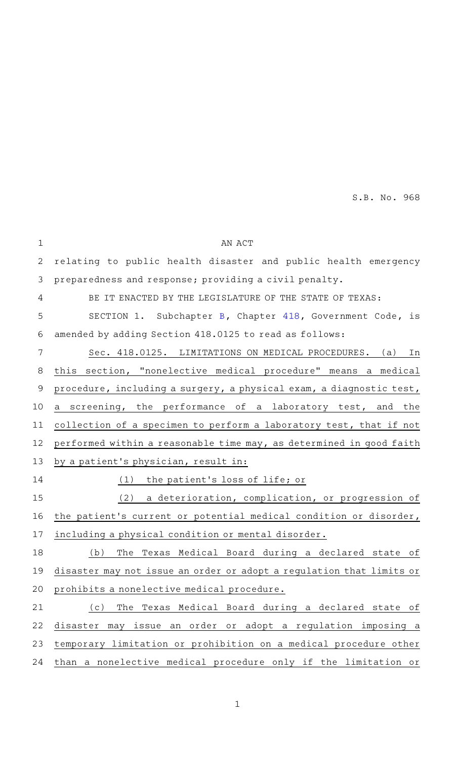S.B. No. 968

AN ACT

relating to public health disaster and public health emergency preparedness and response; providing a civil penalty.

BE IT ENACTED BY THE LEGISLATURE OF THE STATE OF TEXAS:

SECTION 1. Subchapter B, Chapter 418, Government Code, is amended by adding Section 418.0125 to read as follows:

Sec. 418.0125. LIMITATIONS ON MEDICAL PROCEDURES. (a) In this section, "nonelective medical procedure" means a medical procedure, including a surgery, a physical exam, a diagnostic test, a screening, the performance of a laboratory test, and the collection of a specimen to perform a laboratory test, that if not performed within a reasonable time may, as determined in good faith by a patient's physician, result in:

(1) the patient's loss of life; or

(2) a deterioration, complication, or progression of the patient's current or potential medical condition or disorder, including a physical condition or mental disorder.

(b) The Texas Medical Board during a declared state of disaster may not issue an order or adopt a regulation that limits or prohibits a nonelective medical procedure.

(c) The Texas Medical Board during a declared state of disaster may issue an order or adopt a regulation imposing a temporary limitation or prohibition on a medical procedure other than a nonelective medical procedure only if the limitation or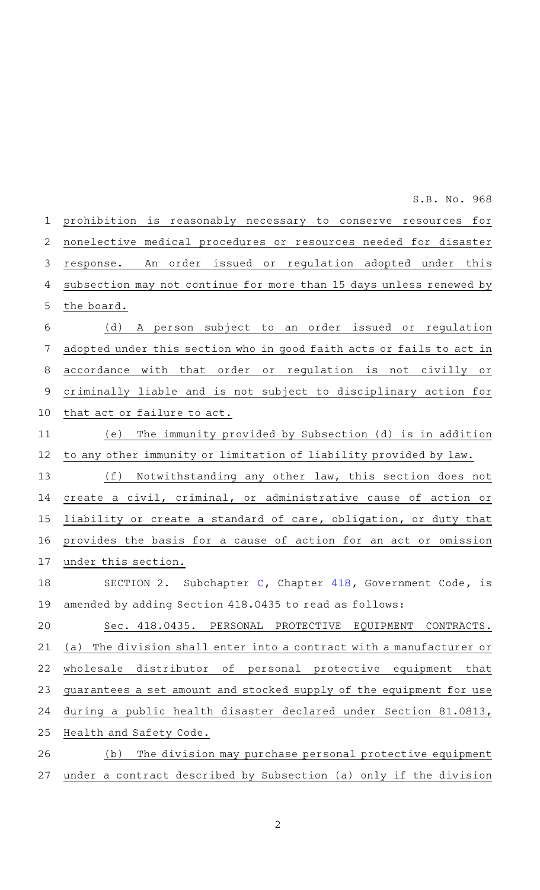prohibition is reasonably necessary to conserve resources for nonelective medical procedures or resources needed for disaster response. An order issued or regulation adopted under this subsection may not continue for more than 15 days unless renewed by the board.

(d) A person subject to an order issued or regulation adopted under this section who in good faith acts or fails to act in accordance with that order or regulation is not civilly or criminally liable and is not subject to disciplinary action for that act or failure to act.

(e) The immunity provided by Subsection (d) is in addition to any other immunity or limitation of liability provided by law.

(f) Notwithstanding any other law, this section does not create a civil, criminal, or administrative cause of action or liability or create a standard of care, obligation, or duty that provides the basis for a cause of action for an act or omission under this section.

SECTION 2. Subchapter C, Chapter 418, Government Code, is amended by adding Section 418.0435 to read as follows:

Sec. 418.0435. PERSONAL PROTECTIVE EQUIPMENT CONTRACTS. (a) The division shall enter into a contract with a manufacturer or wholesale distributor of personal protective equipment that guarantees a set amount and stocked supply of the equipment for use during a public health disaster declared under Section 81.0813, Health and Safety Code.

(b) The division may purchase personal protective equipment under a contract described by Subsection (a) only if the division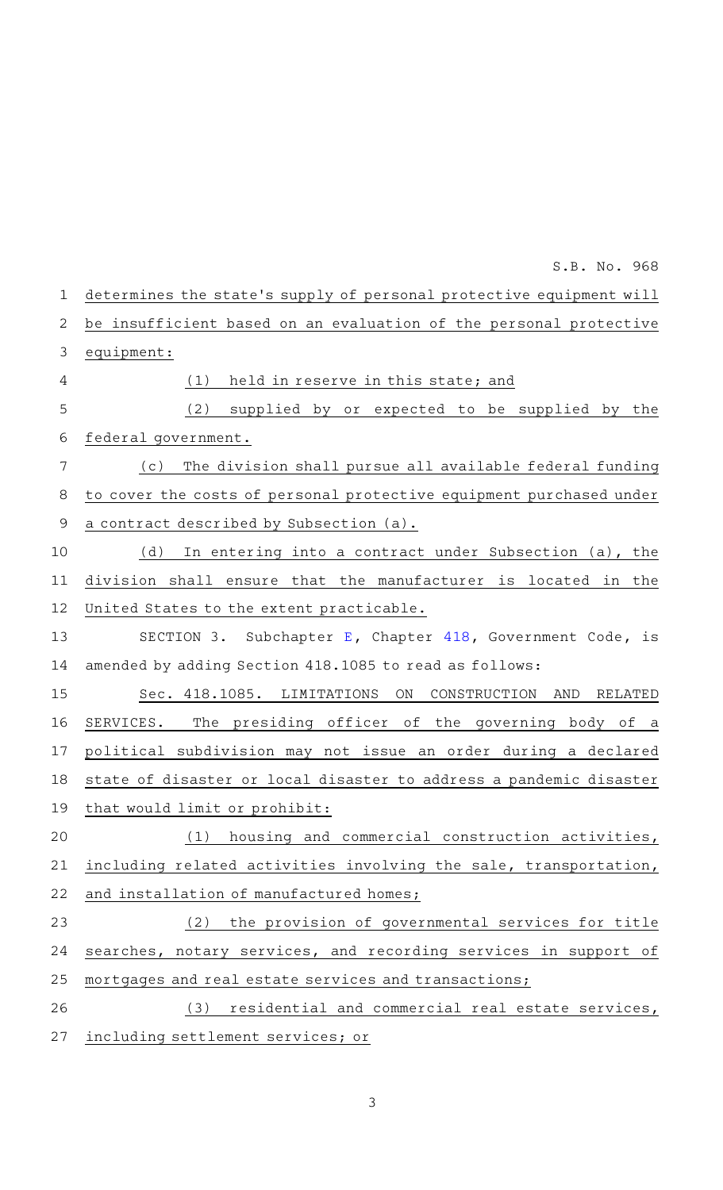determines the state's supply of personal protective equipment will be insufficient based on an evaluation of the personal protective equipment:

(1) held in reserve in this state; and

(2) supplied by or expected to be supplied by the federal government.

(c) The division shall pursue all available federal funding to cover the costs of personal protective equipment purchased under a contract described by Subsection (a).

(d) In entering into a contract under Subsection (a), the division shall ensure that the manufacturer is located in the United States to the extent practicable.

SECTION 3. Subchapter E, Chapter 418, Government Code, is amended by adding Section 418.1085 to read as follows:

Sec. 418.1085. LIMITATIONS ON CONSTRUCTION AND RELATED SERVICES. The presiding officer of the governing body of a political subdivision may not issue an order during a declared state of disaster or local disaster to address a pandemic disaster that would limit or prohibit:

(1) housing and commercial construction activities, including related activities involving the sale, transportation, and installation of manufactured homes;

(2) the provision of governmental services for title searches, notary services, and recording services in support of mortgages and real estate services and transactions;

(3) residential and commercial real estate services, including settlement services; or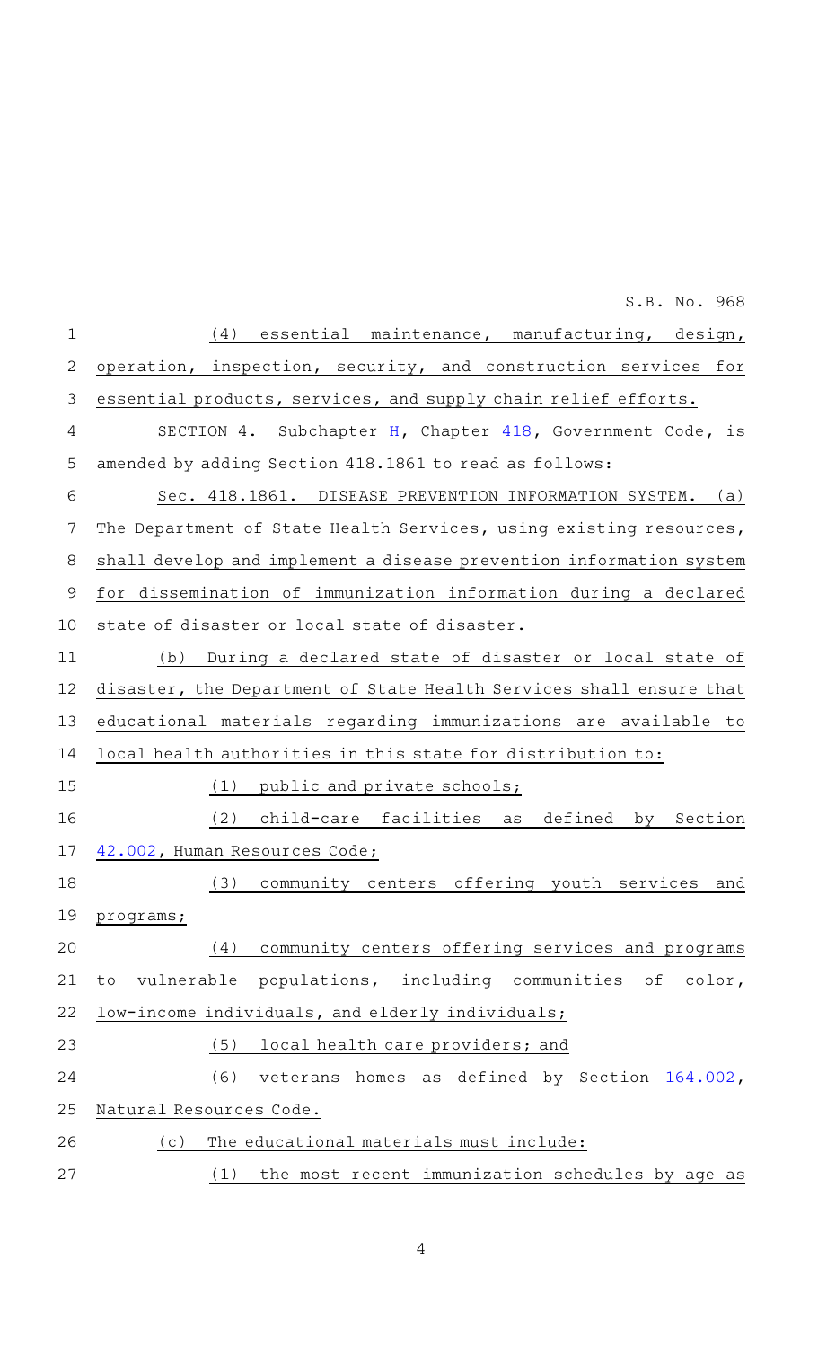(4) essential maintenance, manufacturing, design, operation, inspection, security, and construction services for essential products, services, and supply chain relief efforts.

SECTION 4. Subchapter H, Chapter 418, Government Code, is amended by adding Section 418.1861 to read as follows:

Sec. 418.1861. DISEASE PREVENTION INFORMATION SYSTEM. (a) The Department of State Health Services, using existing resources, shall develop and implement a disease prevention information system for dissemination of immunization information during a declared state of disaster or local state of disaster.

(b) During a declared state of disaster or local state of disaster, the Department of State Health Services shall ensure that educational materials regarding immunizations are available to local health authorities in this state for distribution to:

(1) public and private schools;

(2) child-care facilities as defined by Section 42.002, Human Resources Code;

(3) community centers offering youth services and programs;

(4) community centers offering services and programs to vulnerable populations, including communities of color, low-income individuals, and elderly individuals;

(5) local health care providers; and

(6) veterans homes as defined by Section 164.002, Natural Resources Code.

(c) The educational materials must include:

(1) the most recent immunization schedules by age as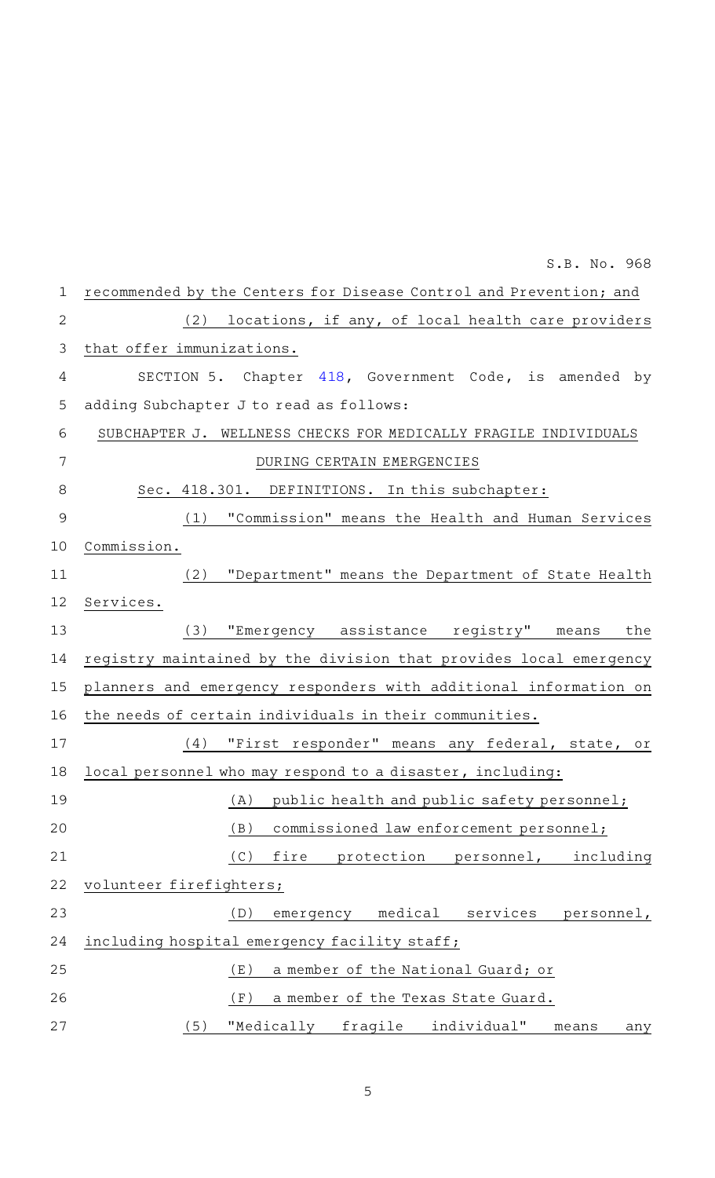recommended by the Centers for Disease Control and Prevention; and

(2) locations, if any, of local health care providers that offer immunizations.

SECTION 5. Chapter 418, Government Code, is amended by adding Subchapter J to read as follows:

SUBCHAPTER J. WELLNESS CHECKS FOR MEDICALLY FRAGILE INDIVIDUALS DURING CERTAIN EMERGENCIES

Sec. 418.301. DEFINITIONS. In this subchapter:

(1) "Commission" means the Health and Human Services Commission.

(2) "Department" means the Department of State Health Services.

(3) "Emergency assistance registry" means the registry maintained by the division that provides local emergency planners and emergency responders with additional information on the needs of certain individuals in their communities.

(4) "First responder" means any federal, state, or local personnel who may respond to a disaster, including:

(A) public health and public safety personnel;

(B) commissioned law enforcement personnel;

(C) fire protection personnel, including volunteer firefighters;

(D) emergency medical services personnel, including hospital emergency facility staff;

(E) a member of the National Guard; or

(F) a member of the Texas State Guard.

(5) "Medically fragile individual" means any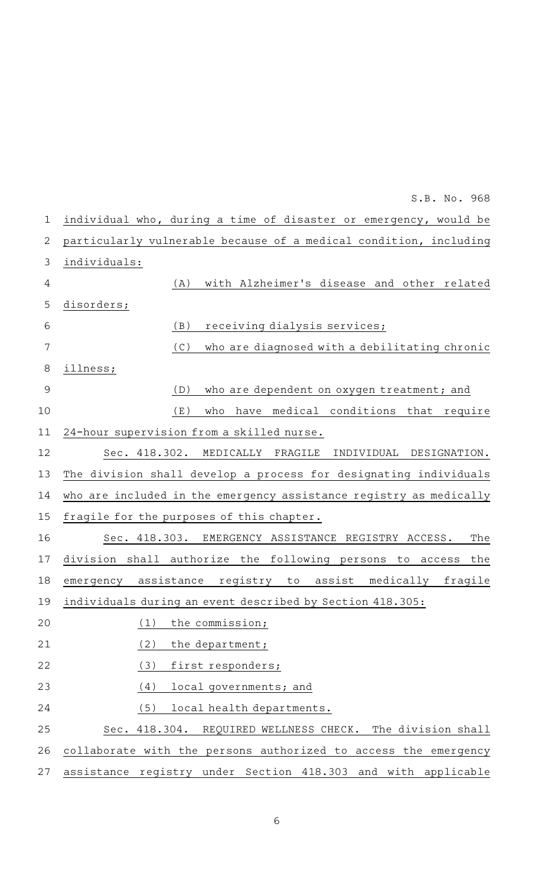individual who, during a time of disaster or emergency, would be particularly vulnerable because of a medical condition, including individuals:

(A) with Alzheimer's disease and other related disorders;

(B) receiving dialysis services;

(C) who are diagnosed with a debilitating chronic illness;

(D) who are dependent on oxygen treatment; and

(E) who have medical conditions that require 24-hour supervision from a skilled nurse.

Sec. 418.302. MEDICALLY FRAGILE INDIVIDUAL DESIGNATION. The division shall develop a process for designating individuals who are included in the emergency assistance registry as medically fragile for the purposes of this chapter.

Sec. 418.303. EMERGENCY ASSISTANCE REGISTRY ACCESS. The division shall authorize the following persons to access the emergency assistance registry to assist medically fragile individuals during an event described by Section 418.305:

(1) the commission;

(2) the department;

(3) first responders;

(4) local governments; and

(5) local health departments.

Sec. 418.304. REQUIRED WELLNESS CHECK. The division shall collaborate with the persons authorized to access the emergency assistance registry under Section 418.303 and with applicable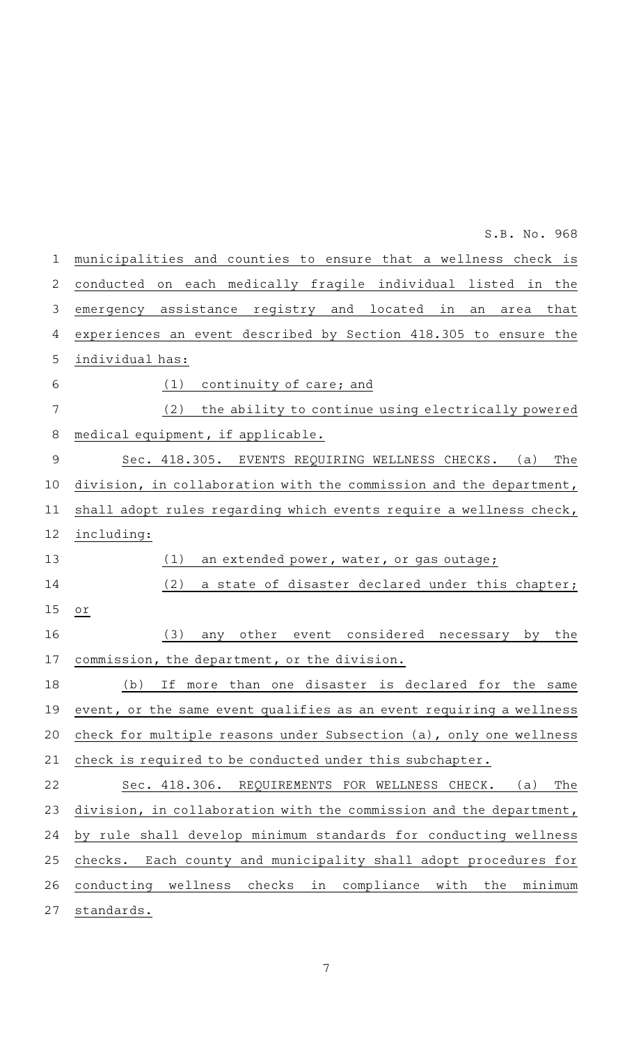municipalities and counties to ensure that a wellness check is conducted on each medically fragile individual listed in the emergency assistance registry and located in an area that experiences an event described by Section 418.305 to ensure the individual has:

(1) continuity of care; and

(2) the ability to continue using electrically powered medical equipment, if applicable.

Sec. 418.305. EVENTS REQUIRING WELLNESS CHECKS. (a) The division, in collaboration with the commission and the department, shall adopt rules regarding which events require a wellness check, including:

(1) an extended power, water, or gas outage;

(2) a state of disaster declared under this chapter; or

(3) any other event considered necessary by the commission, the department, or the division.

(b) If more than one disaster is declared for the same event, or the same event qualifies as an event requiring a wellness check for multiple reasons under Subsection (a), only one wellness check is required to be conducted under this subchapter.

Sec. 418.306. REQUIREMENTS FOR WELLNESS CHECK. (a) The division, in collaboration with the commission and the department, by rule shall develop minimum standards for conducting wellness checks. Each county and municipality shall adopt procedures for conducting wellness checks in compliance with the minimum standards.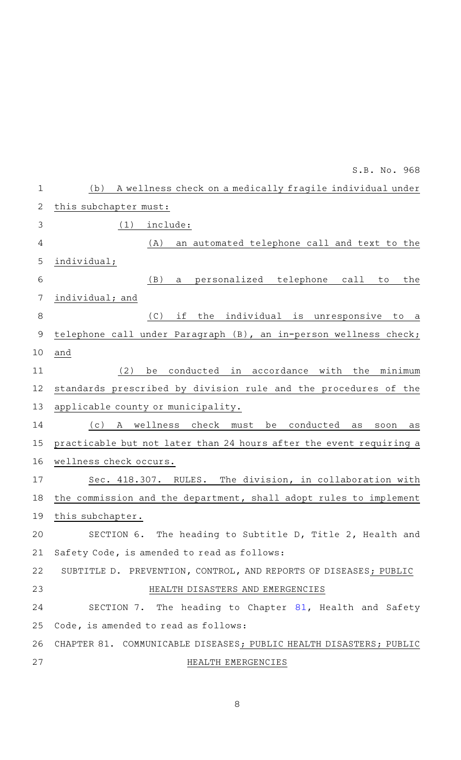(b) A wellness check on a medically fragile individual under this subchapter must:

(1) include:

(A) an automated telephone call and text to the individual;

(B) a personalized telephone call to the individual; and

(C) if the individual is unresponsive to a telephone call under Paragraph (B), an in-person wellness check; and

(2) be conducted in accordance with the minimum standards prescribed by division rule and the procedures of the applicable county or municipality.

(c) A wellness check must be conducted as soon as practicable but not later than 24 hours after the event requiring a wellness check occurs.

Sec. 418.307. RULES. The division, in collaboration with the commission and the department, shall adopt rules to implement this subchapter.

SECTION 6. The heading to Subtitle D, Title 2, Health and Safety Code, is amended to read as follows:

SUBTITLE D. PREVENTION, CONTROL, AND REPORTS OF DISEASES; PUBLIC HEALTH DISASTERS AND EMERGENCIES

SECTION 7. The heading to Chapter 81, Health and Safety Code, is amended to read as follows:

CHAPTER 81. COMMUNICABLE DISEASES; PUBLIC HEALTH DISASTERS; PUBLIC HEALTH EMERGENCIES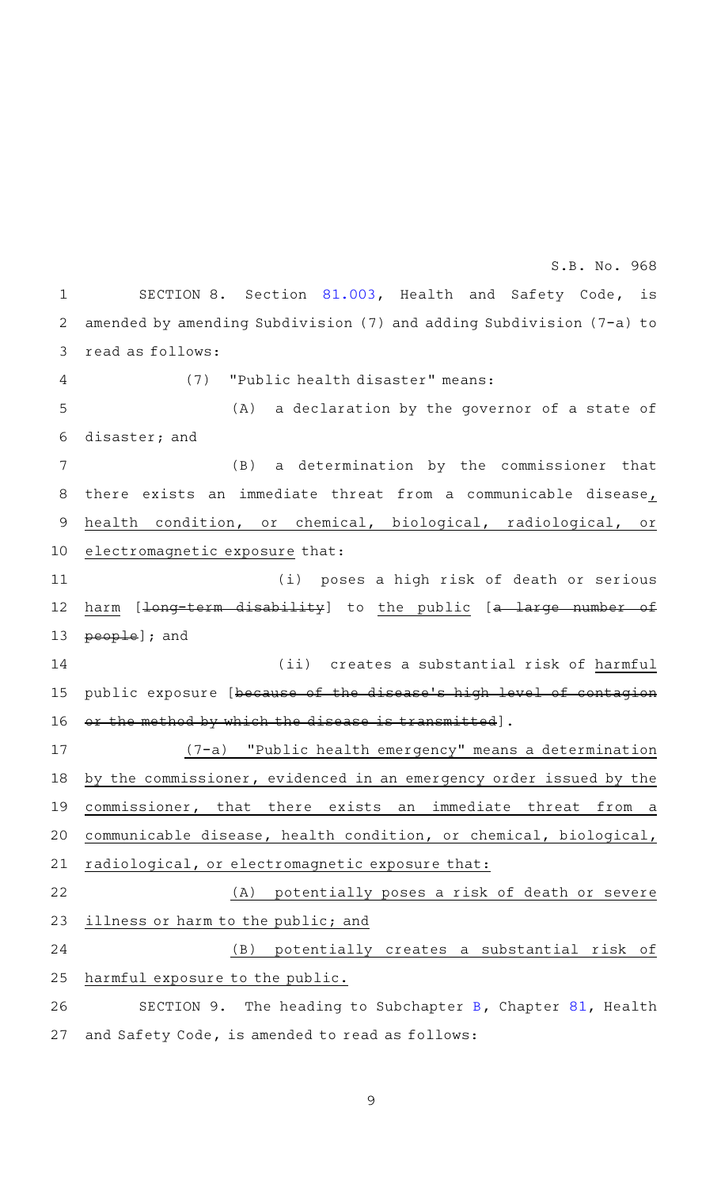SECTION 8. Section 81.003, Health and Safety Code, is amended by amending Subdivision (7) and adding Subdivision (7-a) to read as follows:

(7) "Public health disaster" means:

(A) a declaration by the governor of a state of disaster; and

(B) a determination by the commissioner that there exists an immediate threat from a communicable disease, health condition, or chemical, biological, radiological, or electromagnetic exposure that:

(i) poses a high risk of death or serious harm [~~long-term disability~~] to the public [~~a large number of people~~]; and

(ii) creates a substantial risk of harmful public exposure [~~because of the disease's high level of contagion or the method by which the disease is transmitted~~].

(7-a) "Public health emergency" means a determination by the commissioner, evidenced in an emergency order issued by the commissioner, that there exists an immediate threat from a communicable disease, health condition, or chemical, biological, radiological, or electromagnetic exposure that:

(A) potentially poses a risk of death or severe illness or harm to the public; and

(B) potentially creates a substantial risk of harmful exposure to the public.

SECTION 9. The heading to Subchapter B, Chapter 81, Health and Safety Code, is amended to read as follows: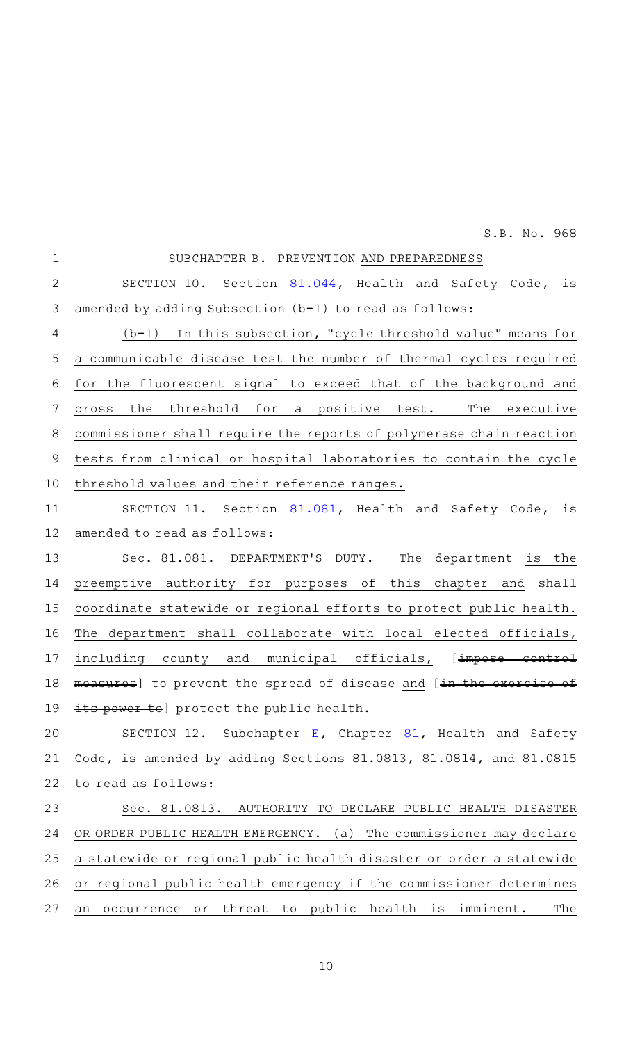SUBCHAPTER B. PREVENTION AND PREPAREDNESS

SECTION 10. Section 81.044, Health and Safety Code, is amended by adding Subsection (b-1) to read as follows:

(b-1) In this subsection, "cycle threshold value" means for a communicable disease test the number of thermal cycles required for the fluorescent signal to exceed that of the background and cross the threshold for a positive test. The executive commissioner shall require the reports of polymerase chain reaction tests from clinical or hospital laboratories to contain the cycle threshold values and their reference ranges.

SECTION 11. Section 81.081, Health and Safety Code, is amended to read as follows:

Sec. 81.081. DEPARTMENT'S DUTY. The department is the preemptive authority for purposes of this chapter and shall coordinate statewide or regional efforts to protect public health. The department shall collaborate with local elected officials, including county and municipal officials, [~~impose control measures~~] to prevent the spread of disease and [~~in the exercise of its power to~~] protect the public health.

SECTION 12. Subchapter E, Chapter 81, Health and Safety Code, is amended by adding Sections 81.0813, 81.0814, and 81.0815 to read as follows:

Sec. 81.0813. AUTHORITY TO DECLARE PUBLIC HEALTH DISASTER OR ORDER PUBLIC HEALTH EMERGENCY. (a) The commissioner may declare a statewide or regional public health disaster or order a statewide or regional public health emergency if the commissioner determines an occurrence or threat to public health is imminent. The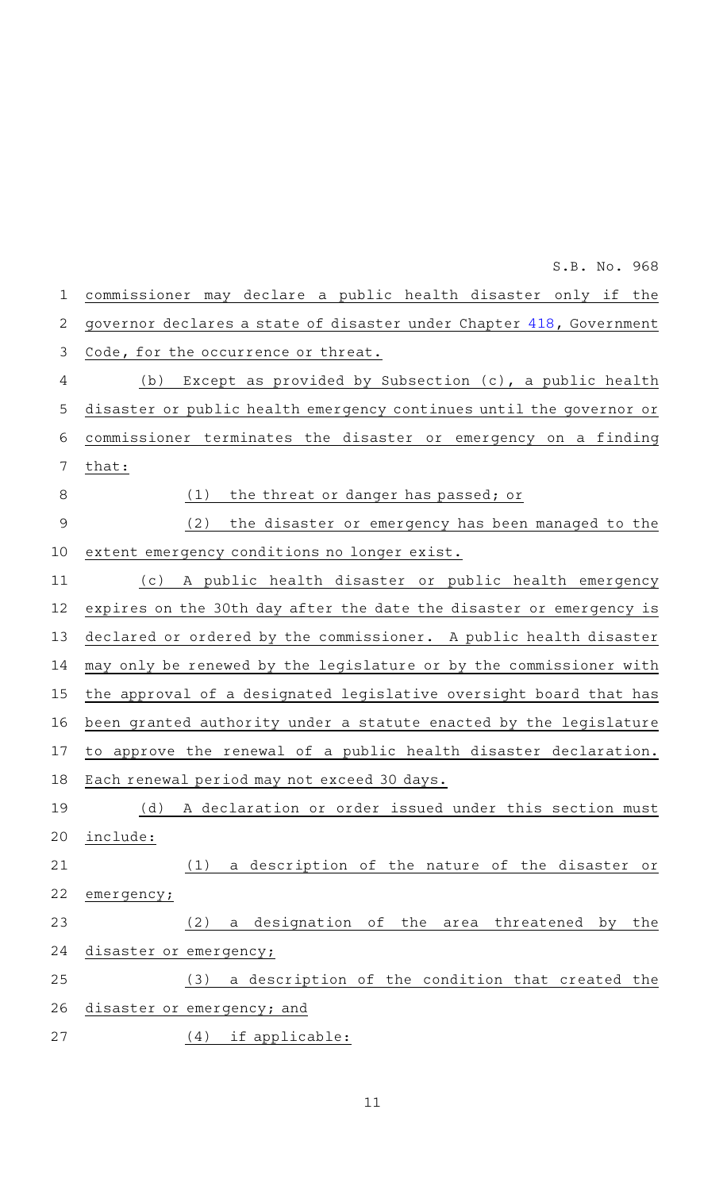commissioner may declare a public health disaster only if the governor declares a state of disaster under Chapter 418, Government Code, for the occurrence or threat.

(b) Except as provided by Subsection (c), a public health disaster or public health emergency continues until the governor or commissioner terminates the disaster or emergency on a finding that:

(1) the threat or danger has passed; or

(2) the disaster or emergency has been managed to the extent emergency conditions no longer exist.

(c) A public health disaster or public health emergency expires on the 30th day after the date the disaster or emergency is declared or ordered by the commissioner. A public health disaster may only be renewed by the legislature or by the commissioner with the approval of a designated legislative oversight board that has been granted authority under a statute enacted by the legislature to approve the renewal of a public health disaster declaration. Each renewal period may not exceed 30 days.

(d) A declaration or order issued under this section must include:

(1) a description of the nature of the disaster or emergency;

(2) a designation of the area threatened by the disaster or emergency;

(3) a description of the condition that created the disaster or emergency; and

(4) if applicable: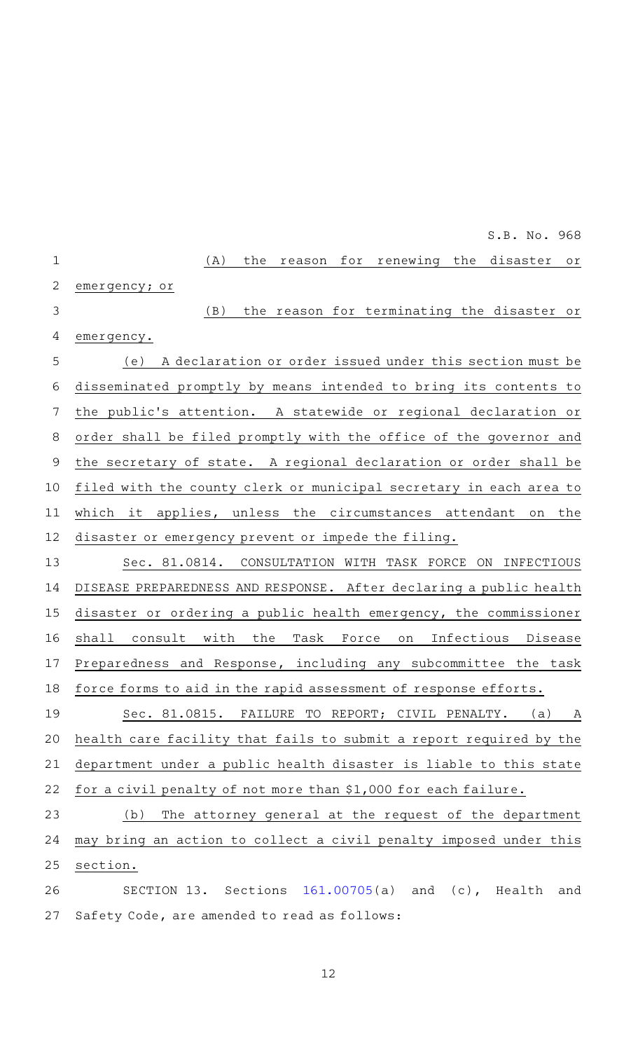(A) the reason for renewing the disaster or emergency; or

(B) the reason for terminating the disaster or emergency.

(e) A declaration or order issued under this section must be disseminated promptly by means intended to bring its contents to the public's attention. A statewide or regional declaration or order shall be filed promptly with the office of the governor and the secretary of state. A regional declaration or order shall be filed with the county clerk or municipal secretary in each area to which it applies, unless the circumstances attendant on the disaster or emergency prevent or impede the filing.

Sec. 81.0814. CONSULTATION WITH TASK FORCE ON INFECTIOUS DISEASE PREPAREDNESS AND RESPONSE. After declaring a public health disaster or ordering a public health emergency, the commissioner shall consult with the Task Force on Infectious Disease Preparedness and Response, including any subcommittee the task force forms to aid in the rapid assessment of response efforts.

Sec. 81.0815. FAILURE TO REPORT; CIVIL PENALTY. (a) A health care facility that fails to submit a report required by the department under a public health disaster is liable to this state for a civil penalty of not more than $1,000 for each failure.

(b) The attorney general at the request of the department may bring an action to collect a civil penalty imposed under this section.

SECTION 13. Sections 161.00705(a) and (c), Health and Safety Code, are amended to read as follows: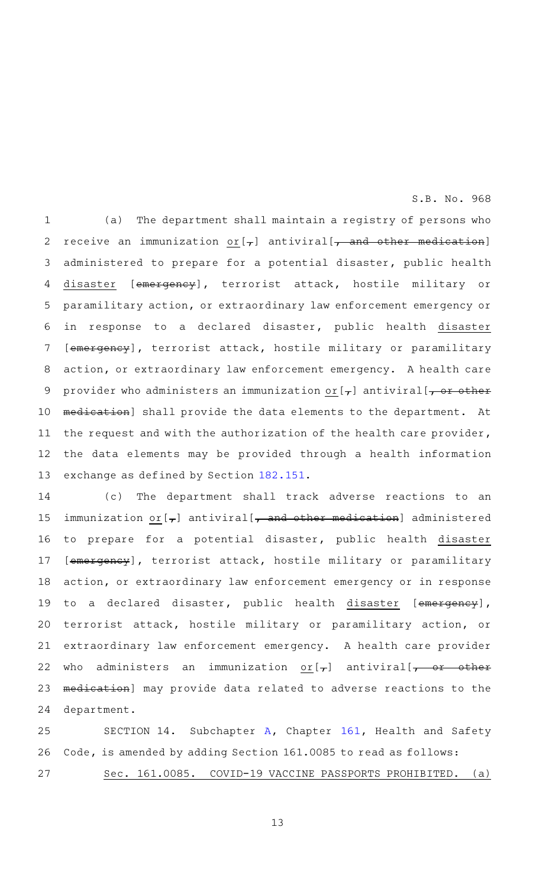(a) The department shall maintain a registry of persons who receive an immunization or[,] antiviral[, and other medication] administered to prepare for a potential disaster, public health disaster [emergency], terrorist attack, hostile military or paramilitary action, or extraordinary law enforcement emergency or in response to a declared disaster, public health disaster [emergency], terrorist attack, hostile military or paramilitary action, or extraordinary law enforcement emergency. A health care provider who administers an immunization or[,] antiviral[, or other medication] shall provide the data elements to the department. At the request and with the authorization of the health care provider, the data elements may be provided through a health information exchange as defined by Section 182.151.

(c) The department shall track adverse reactions to an immunization or[,] antiviral[, and other medication] administered to prepare for a potential disaster, public health disaster [emergency], terrorist attack, hostile military or paramilitary action, or extraordinary law enforcement emergency or in response to a declared disaster, public health disaster [emergency], terrorist attack, hostile military or paramilitary action, or extraordinary law enforcement emergency. A health care provider who administers an immunization or[,] antiviral[, or other medication] may provide data related to adverse reactions to the department.

SECTION 14. Subchapter A, Chapter 161, Health and Safety Code, is amended by adding Section 161.0085 to read as follows:

Sec. 161.0085. COVID-19 VACCINE PASSPORTS PROHIBITED. (a)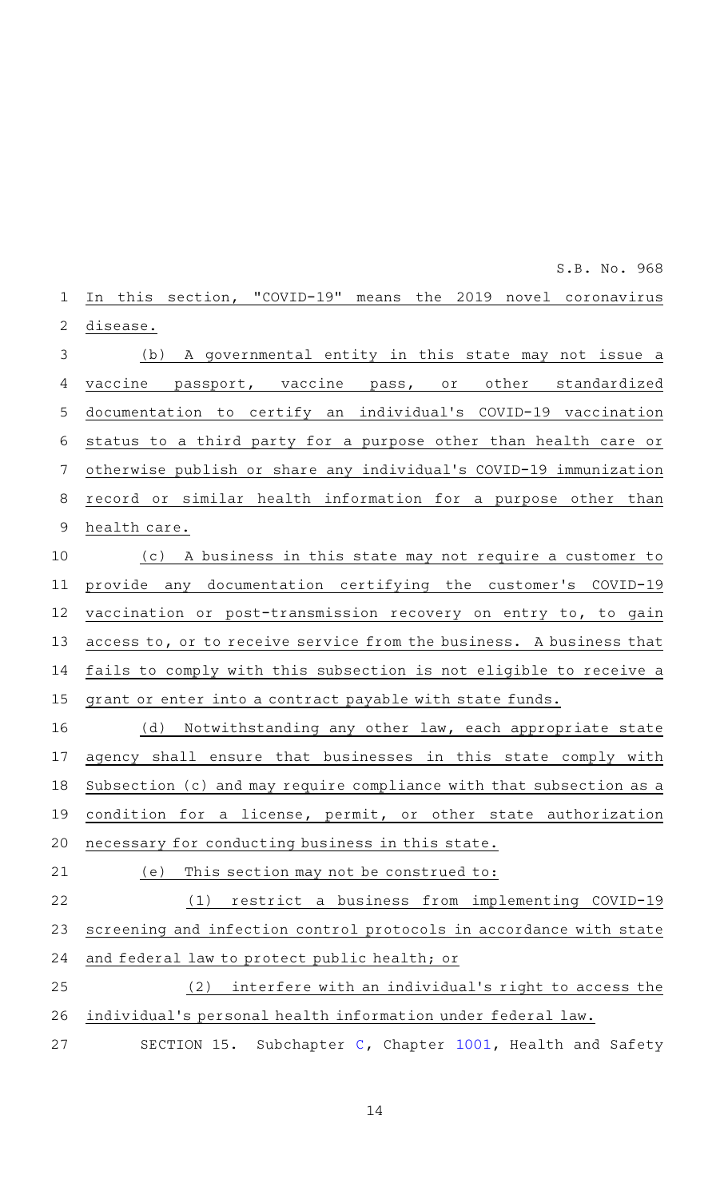In this section, "COVID-19" means the 2019 novel coronavirus disease.

(b) A governmental entity in this state may not issue a vaccine passport, vaccine pass, or other standardized documentation to certify an individual's COVID-19 vaccination status to a third party for a purpose other than health care or otherwise publish or share any individual's COVID-19 immunization record or similar health information for a purpose other than health care.

(c) A business in this state may not require a customer to provide any documentation certifying the customer's COVID-19 vaccination or post-transmission recovery on entry to, to gain access to, or to receive service from the business. A business that fails to comply with this subsection is not eligible to receive a grant or enter into a contract payable with state funds.

(d) Notwithstanding any other law, each appropriate state agency shall ensure that businesses in this state comply with Subsection (c) and may require compliance with that subsection as a condition for a license, permit, or other state authorization necessary for conducting business in this state.

(e) This section may not be construed to:

(1) restrict a business from implementing COVID-19 screening and infection control protocols in accordance with state and federal law to protect public health; or

(2) interfere with an individual's right to access the individual's personal health information under federal law.

SECTION 15. Subchapter C, Chapter 1001, Health and Safety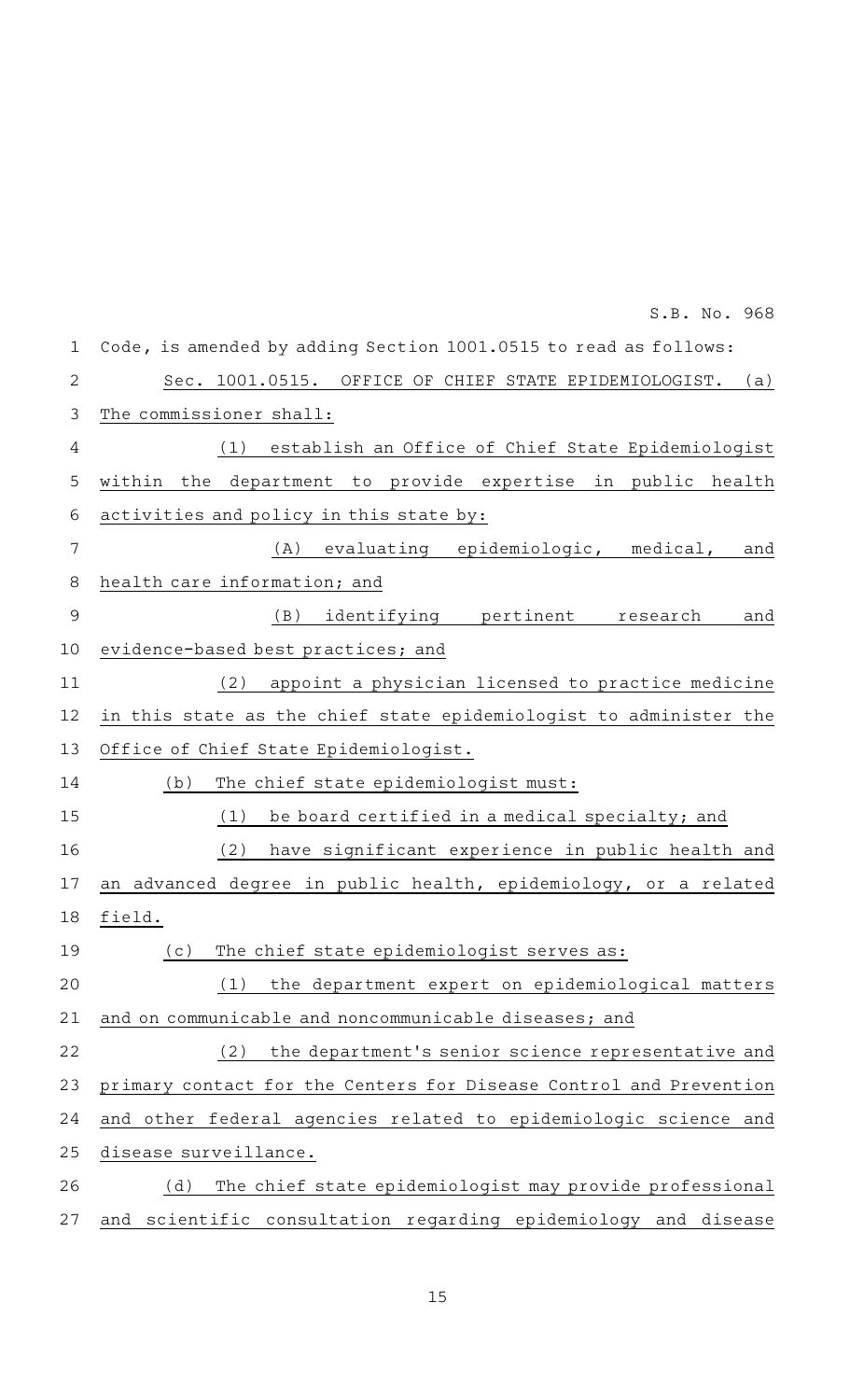Code, is amended by adding Section 1001.0515 to read as follows:

Sec. 1001.0515. OFFICE OF CHIEF STATE EPIDEMIOLOGIST. (a) The commissioner shall:

(1) establish an Office of Chief State Epidemiologist within the department to provide expertise in public health activities and policy in this state by:

(A) evaluating epidemiologic, medical, and health care information; and

(B) identifying pertinent research and evidence-based best practices; and

(2) appoint a physician licensed to practice medicine in this state as the chief state epidemiologist to administer the Office of Chief State Epidemiologist.

(b) The chief state epidemiologist must:

(1) be board certified in a medical specialty; and

(2) have significant experience in public health and an advanced degree in public health, epidemiology, or a related field.

(c) The chief state epidemiologist serves as:

(1) the department expert on epidemiological matters and on communicable and noncommunicable diseases; and

(2) the department's senior science representative and primary contact for the Centers for Disease Control and Prevention and other federal agencies related to epidemiologic science and disease surveillance.

(d) The chief state epidemiologist may provide professional and scientific consultation regarding epidemiology and disease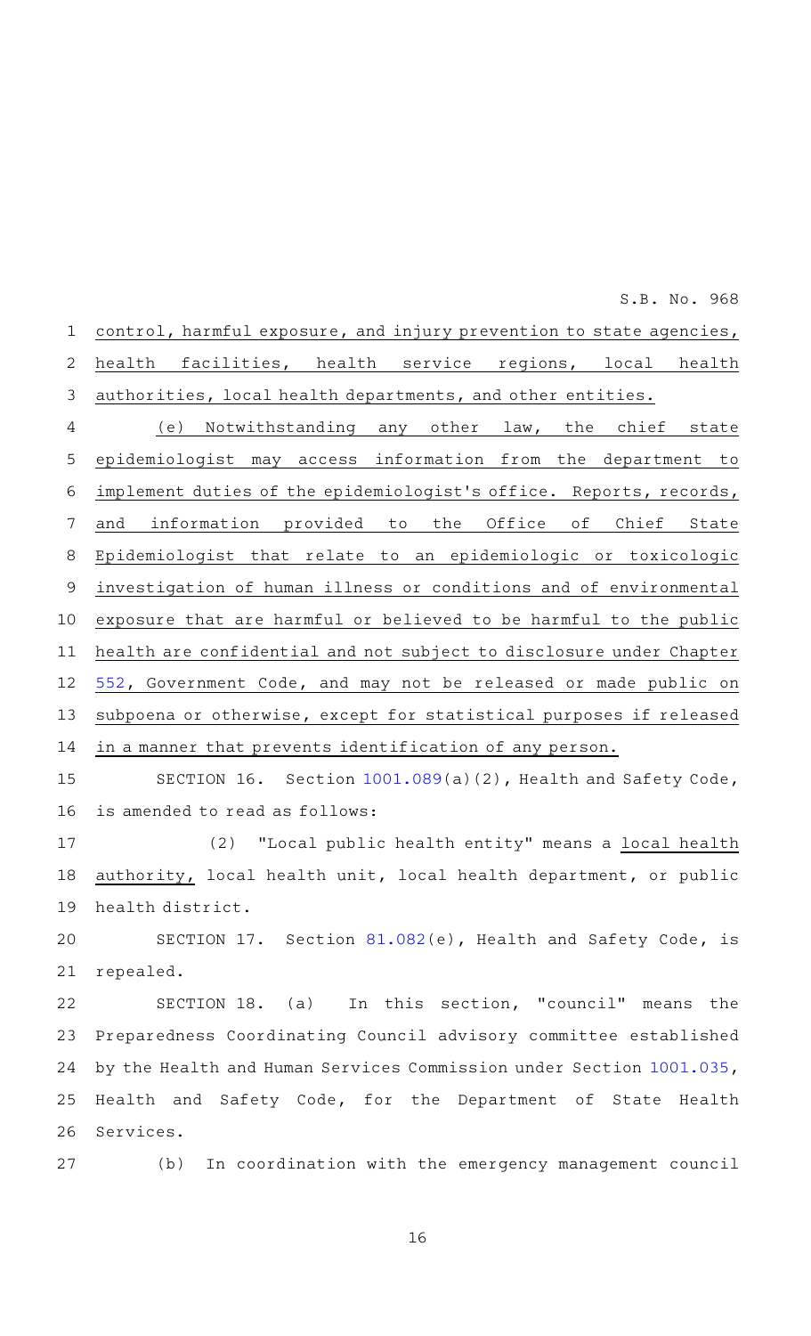control, harmful exposure, and injury prevention to state agencies, health facilities, health service regions, local health authorities, local health departments, and other entities.

(e) Notwithstanding any other law, the chief state epidemiologist may access information from the department to implement duties of the epidemiologist's office. Reports, records, and information provided to the Office of Chief State Epidemiologist that relate to an epidemiologic or toxicologic investigation of human illness or conditions and of environmental exposure that are harmful or believed to be harmful to the public health are confidential and not subject to disclosure under Chapter 552, Government Code, and may not be released or made public on subpoena or otherwise, except for statistical purposes if released in a manner that prevents identification of any person.

SECTION 16. Section 1001.089(a)(2), Health and Safety Code, is amended to read as follows:

(2) "Local public health entity" means a local health authority, local health unit, local health department, or public health district.

SECTION 17. Section 81.082(e), Health and Safety Code, is repealed.

SECTION 18. (a) In this section, "council" means the Preparedness Coordinating Council advisory committee established by the Health and Human Services Commission under Section 1001.035, Health and Safety Code, for the Department of State Health Services.

(b) In coordination with the emergency management council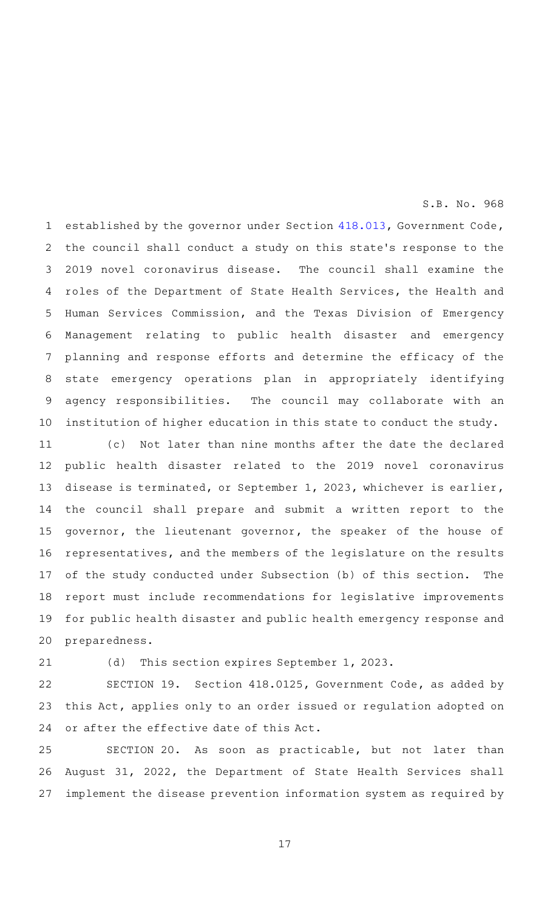established by the governor under Section 418.013, Government Code, the council shall conduct a study on this state's response to the 2019 novel coronavirus disease. The council shall examine the roles of the Department of State Health Services, the Health and Human Services Commission, and the Texas Division of Emergency Management relating to public health disaster and emergency planning and response efforts and determine the efficacy of the state emergency operations plan in appropriately identifying agency responsibilities. The council may collaborate with an institution of higher education in this state to conduct the study.

(c) Not later than nine months after the date the declared public health disaster related to the 2019 novel coronavirus disease is terminated, or September 1, 2023, whichever is earlier, the council shall prepare and submit a written report to the governor, the lieutenant governor, the speaker of the house of representatives, and the members of the legislature on the results of the study conducted under Subsection (b) of this section. The report must include recommendations for legislative improvements for public health disaster and public health emergency response and preparedness.

(d) This section expires September 1, 2023.

SECTION 19. Section 418.0125, Government Code, as added by this Act, applies only to an order issued or regulation adopted on or after the effective date of this Act.

SECTION 20. As soon as practicable, but not later than August 31, 2022, the Department of State Health Services shall implement the disease prevention information system as required by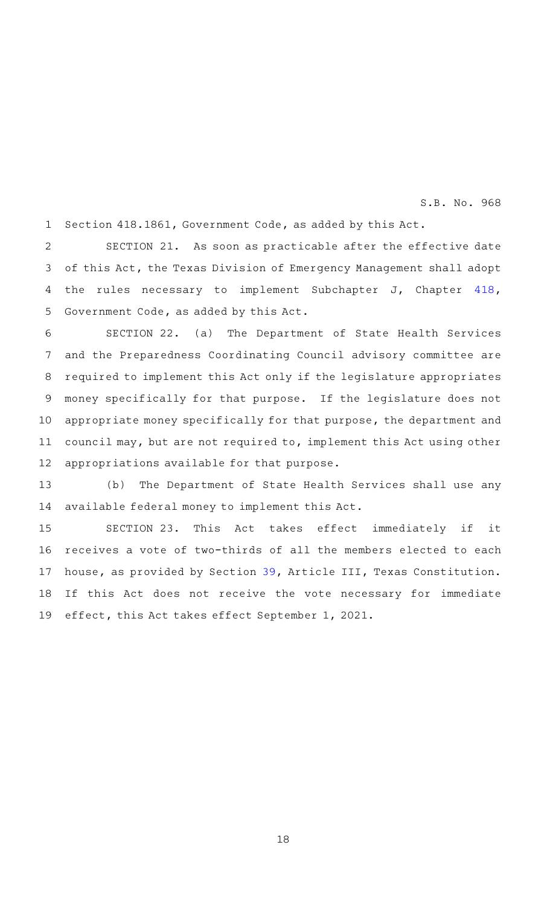Section 418.1861, Government Code, as added by this Act.

SECTION 21. As soon as practicable after the effective date of this Act, the Texas Division of Emergency Management shall adopt the rules necessary to implement Subchapter J, Chapter 418, Government Code, as added by this Act.

SECTION 22. (a) The Department of State Health Services and the Preparedness Coordinating Council advisory committee are required to implement this Act only if the legislature appropriates money specifically for that purpose. If the legislature does not appropriate money specifically for that purpose, the department and council may, but are not required to, implement this Act using other appropriations available for that purpose.

(b) The Department of State Health Services shall use any available federal money to implement this Act.

SECTION 23. This Act takes effect immediately if it receives a vote of two-thirds of all the members elected to each house, as provided by Section 39, Article III, Texas Constitution. If this Act does not receive the vote necessary for immediate effect, this Act takes effect September 1, 2021.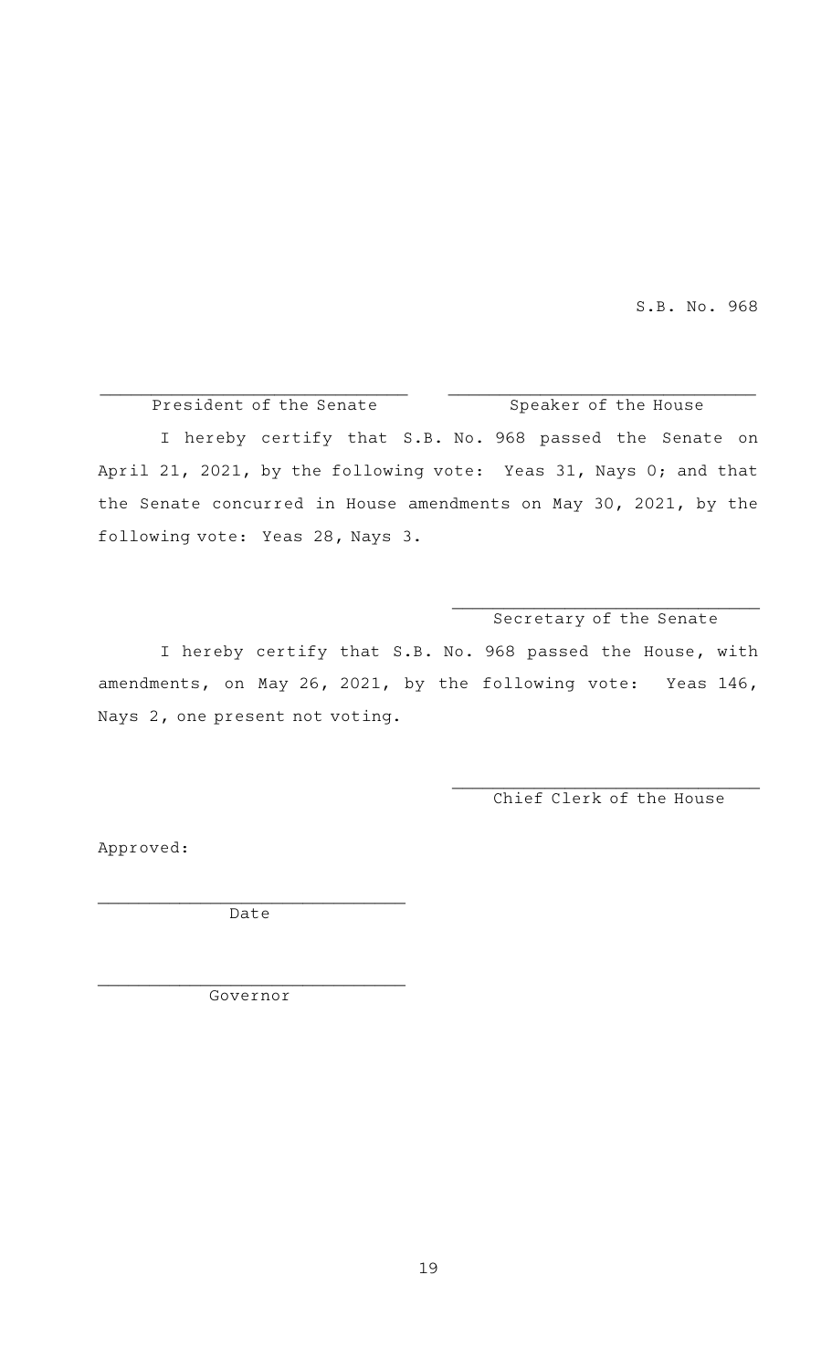S.B. No. 968

______________________________ ______________________________
President of the Senate Speaker of the House

I hereby certify that S.B. No. 968 passed the Senate on April 21, 2021, by the following vote: Yeas 31, Nays 0; and that the Senate concurred in House amendments on May 30, 2021, by the following vote: Yeas 28, Nays 3.

______________________________
Secretary of the Senate

I hereby certify that S.B. No. 968 passed the House, with amendments, on May 26, 2021, by the following vote: Yeas 146, Nays 2, one present not voting.

______________________________
Chief Clerk of the House

Approved:

______________________________
Date

______________________________
Governor